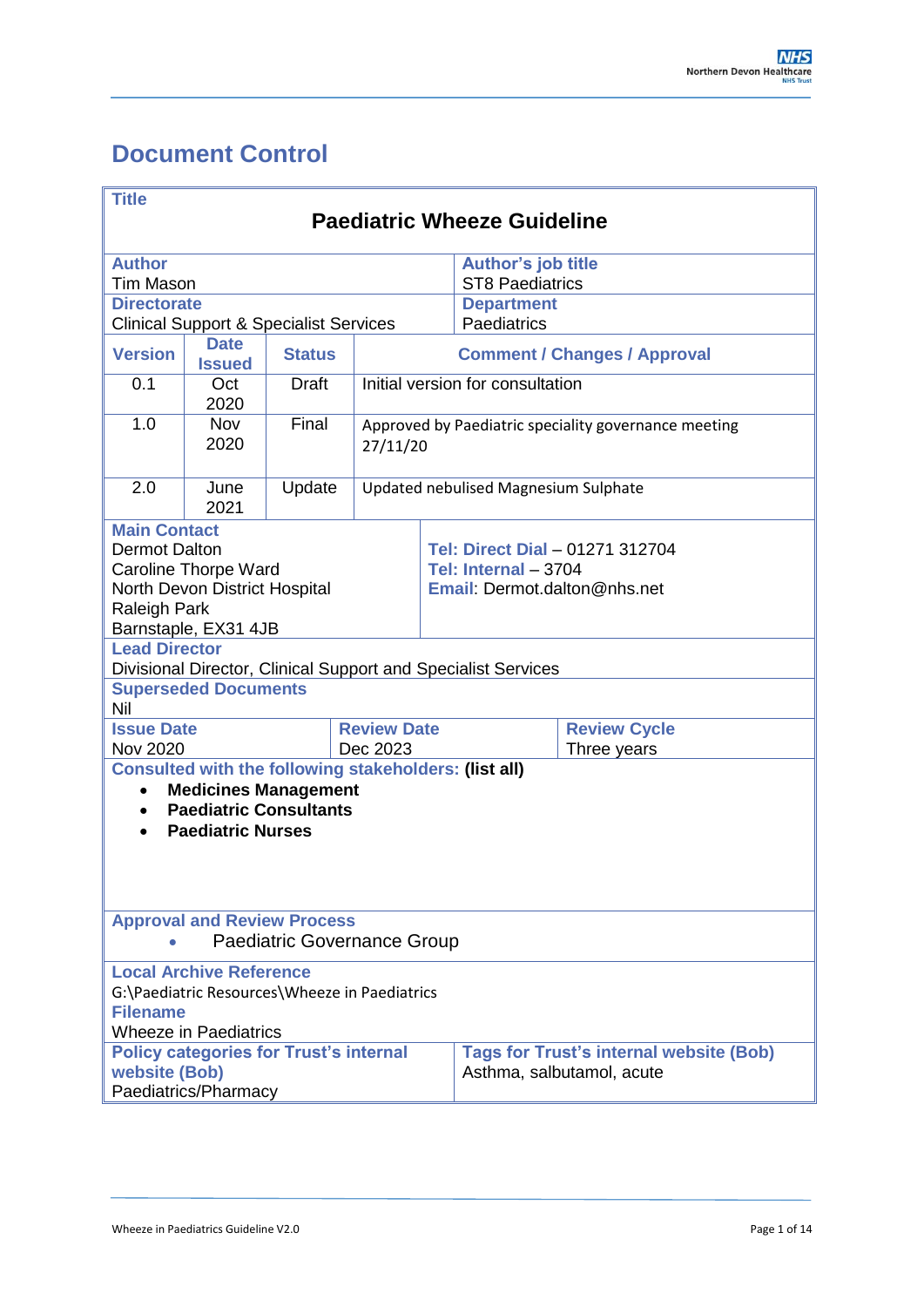# Document Control

| **Title** | | | |
|---|---|---|---|
| **Paediatric Wheeze Guideline** | | | |
| **Author**<br>Tim Mason | | **Author's job title**<br>ST8 Paediatrics | |
| **Directorate**<br>Clinical Support & Specialist Services | | **Department**<br>Paediatrics | |

| Version | Date Issued | Status | Comment / Changes / Approval |
|---|---|---|---|
| 0.1 | Oct 2020 | Draft | Initial version for consultation |
| 1.0 | Nov 2020 | Final | Approved by Paediatric speciality governance meeting 27/11/20 |
| 2.0 | June 2021 | Update | Updated nebulised Magnesium Sulphate |

| **Main Contact** | |
|---|---|
| Dermot Dalton<br>Caroline Thorpe Ward<br>North Devon District Hospital<br>Raleigh Park<br>Barnstaple, EX31 4JB | **Tel: Direct Dial** – 01271 312704<br>**Tel: Internal** – 3704<br>**Email:** Dermot.dalton@nhs.net |

**Lead Director**
Divisional Director, Clinical Support and Specialist Services

**Superseded Documents**
Nil

| **Issue Date** | **Review Date** | **Review Cycle** |
|---|---|---|
| Nov 2020 | Dec 2023 | Three years |

**Consulted with the following stakeholders: (list all)**

- **Medicines Management**
- **Paediatric Consultants**
- **Paediatric Nurses**

**Approval and Review Process**

- Paediatric Governance Group

**Local Archive Reference**
G:\Paediatric Resources\Wheeze in Paediatrics

**Filename**
Wheeze in Paediatrics

| **Policy categories for Trust's internal website (Bob)** | **Tags for Trust's internal website (Bob)** |
|---|---|
| Paediatrics/Pharmacy | Asthma, salbutamol, acute |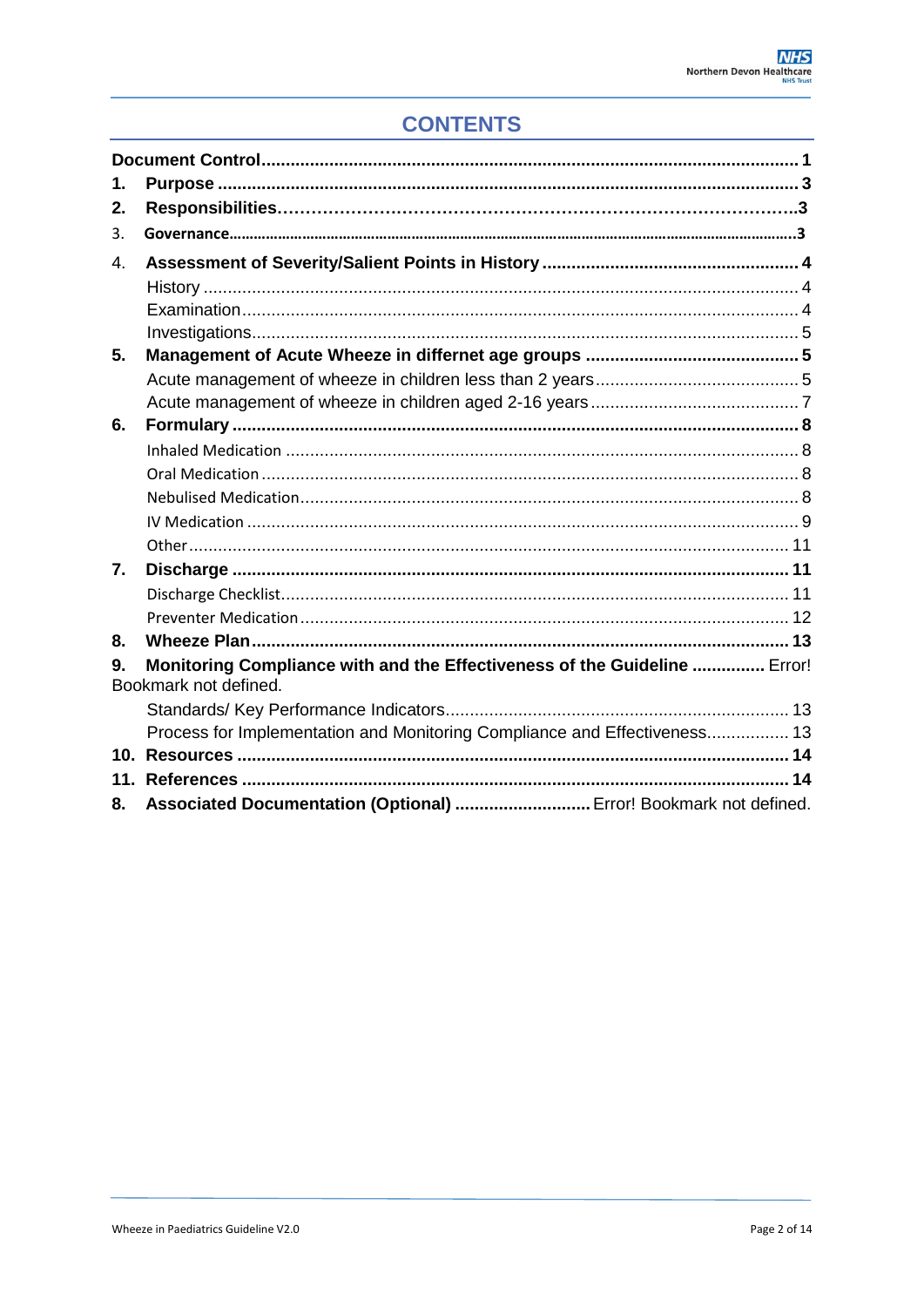# CONTENTS

| | | |
|---|---|---|
| **Document Control** | | **1** |
| **1.** | **Purpose** | **3** |
| **2.** | **Responsibilities** | **3** |
| 3. | **Governance** | **3** |
| 4. | **Assessment of Severity/Salient Points in History** | **4** |
| | History | 4 |
| | Examination | 4 |
| | Investigations | 5 |
| **5.** | **Management of Acute Wheeze in differnet age groups** | **5** |
| | Acute management of wheeze in children less than 2 years | 5 |
| | Acute management of wheeze in children aged 2-16 years | 7 |
| **6.** | **Formulary** | **8** |
| | Inhaled Medication | 8 |
| | Oral Medication | 8 |
| | Nebulised Medication | 8 |
| | IV Medication | 9 |
| | Other | 11 |
| **7.** | **Discharge** | **11** |
| | Discharge Checklist | 11 |
| | Preventer Medication | 12 |
| **8.** | **Wheeze Plan** | **13** |
| **9.** | **Monitoring Compliance with and the Effectiveness of the Guideline** | Error! Bookmark not defined. |
| | Standards/ Key Performance Indicators | 13 |
| | Process for Implementation and Monitoring Compliance and Effectiveness | 13 |
| **10.** | **Resources** | **14** |
| **11.** | **References** | **14** |
| **8.** | **Associated Documentation (Optional)** | Error! Bookmark not defined. |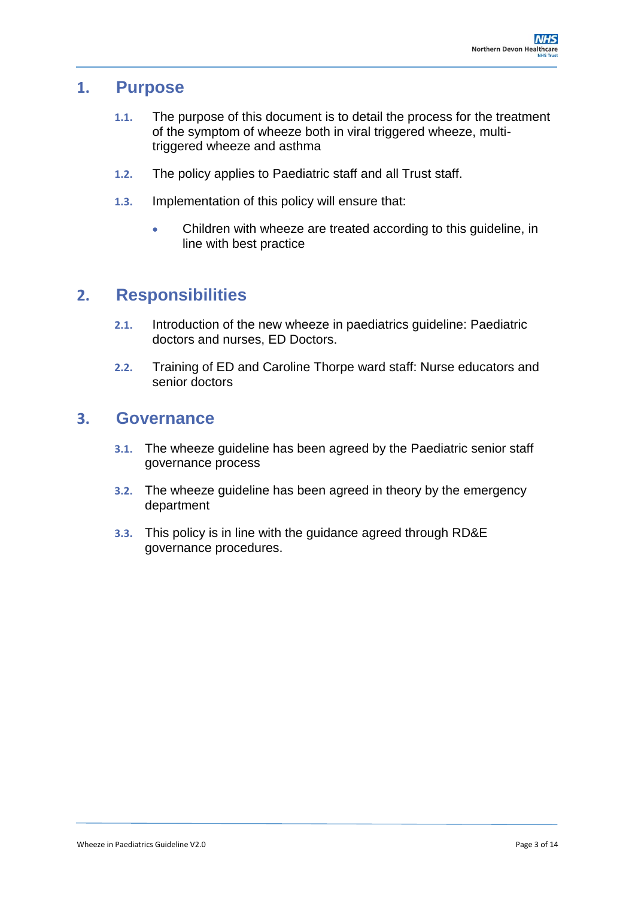# 1. Purpose

1.1. The purpose of this document is to detail the process for the treatment of the symptom of wheeze both in viral triggered wheeze, multi-triggered wheeze and asthma

1.2. The policy applies to Paediatric staff and all Trust staff.

1.3. Implementation of this policy will ensure that:

- Children with wheeze are treated according to this guideline, in line with best practice

# 2. Responsibilities

2.1. Introduction of the new wheeze in paediatrics guideline: Paediatric doctors and nurses, ED Doctors.

2.2. Training of ED and Caroline Thorpe ward staff: Nurse educators and senior doctors

# 3. Governance

3.1. The wheeze guideline has been agreed by the Paediatric senior staff governance process

3.2. The wheeze guideline has been agreed in theory by the emergency department

3.3. This policy is in line with the guidance agreed through RD&E governance procedures.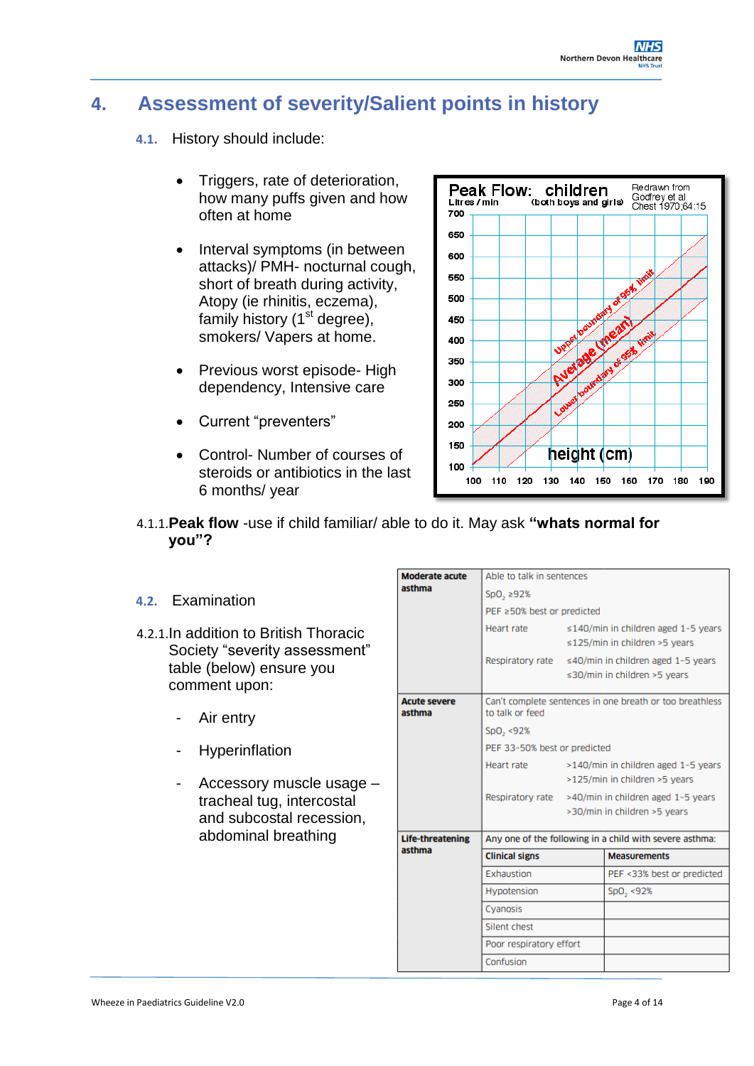## 4. Assessment of severity/Salient points in history

### 4.1. History should include:

- Triggers, rate of deterioration, how many puffs given and how often at home
- Interval symptoms (in between attacks)/ PMH- nocturnal cough, short of breath during activity, Atopy (ie rhinitis, eczema), family history (1st degree), smokers/ Vapers at home.
- Previous worst episode- High dependency, Intensive care
- Current "preventers"
- Control- Number of courses of steroids or antibiotics in the last 6 months/ year

Peak Flow: children (both boys and girls) Litres / min — Redrawn from Godfrey et al Chest 1970;64:15

4.1.1. **Peak flow** -use if child familiar/ able to do it. May ask **"whats normal for you"?**

### 4.2. Examination

4.2.1. In addition to British Thoracic Society "severity assessment" table (below) ensure you comment upon:

- Air entry
- Hyperinflation
- Accessory muscle usage – tracheal tug, intercostal and subcostal recession, abdominal breathing

| | | |
|---|---|---|
| **Moderate acute asthma** | Able to talk in sentences<br>$SpO_2$ ≥92%<br>PEF ≥50% best or predicted<br>Heart rate ≤140/min in children aged 1–5 years; ≤125/min in children >5 years<br>Respiratory rate ≤40/min in children aged 1–5 years; ≤30/min in children >5 years | |
| **Acute severe asthma** | Can't complete sentences in one breath or too breathless to talk or feed<br>$SpO_2$ <92%<br>PEF 33–50% best or predicted<br>Heart rate >140/min in children aged 1–5 years; >125/min in children >5 years<br>Respiratory rate >40/min in children aged 1–5 years; >30/min in children >5 years | |
| **Life-threatening asthma** | Any one of the following in a child with severe asthma: | |
| | **Clinical signs** | **Measurements** |
| | Exhaustion | PEF <33% best or predicted |
| | Hypotension | $SpO_2$ <92% |
| | Cyanosis | |
| | Silent chest | |
| | Poor respiratory effort | |
| | Confusion | |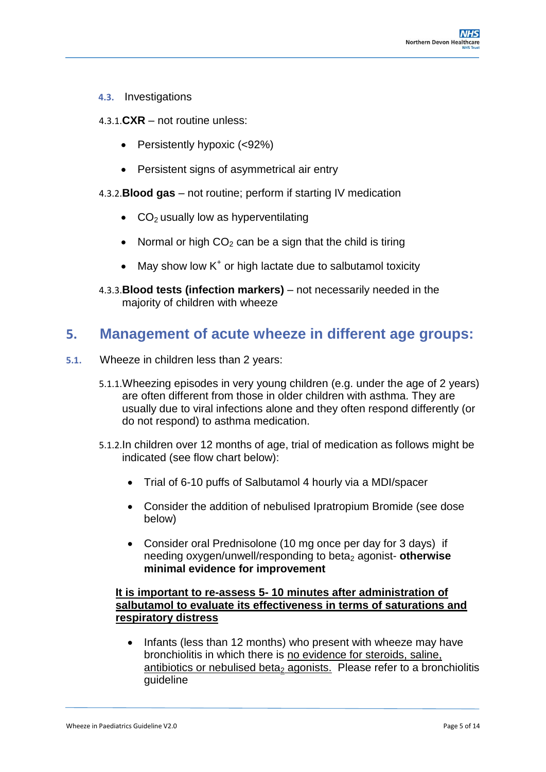### 4.3. Investigations

4.3.1. **CXR** – not routine unless:

- Persistently hypoxic (<92%)
- Persistent signs of asymmetrical air entry

4.3.2. **Blood gas** – not routine; perform if starting IV medication

- $CO_2$ usually low as hyperventilating
- Normal or high $CO_2$ can be a sign that the child is tiring
- May show low $K^+$ or high lactate due to salbutamol toxicity

4.3.3. **Blood tests (infection markers)** – not necessarily needed in the majority of children with wheeze

## 5. Management of acute wheeze in different age groups:

### 5.1. Wheeze in children less than 2 years:

5.1.1. Wheezing episodes in very young children (e.g. under the age of 2 years) are often different from those in older children with asthma. They are usually due to viral infections alone and they often respond differently (or do not respond) to asthma medication.

5.1.2. In children over 12 months of age, trial of medication as follows might be indicated (see flow chart below):

- Trial of 6-10 puffs of Salbutamol 4 hourly via a MDI/spacer
- Consider the addition of nebulised Ipratropium Bromide (see dose below)
- Consider oral Prednisolone (10 mg once per day for 3 days) if needing oxygen/unwell/responding to $beta_2$ agonist- **otherwise minimal evidence for improvement**

**It is important to re-assess 5- 10 minutes after administration of salbutamol to evaluate its effectiveness in terms of saturations and respiratory distress**

- Infants (less than 12 months) who present with wheeze may have bronchiolitis in which there is no evidence for steroids, saline, antibiotics or nebulised $beta_2$ agonists. Please refer to a bronchiolitis guideline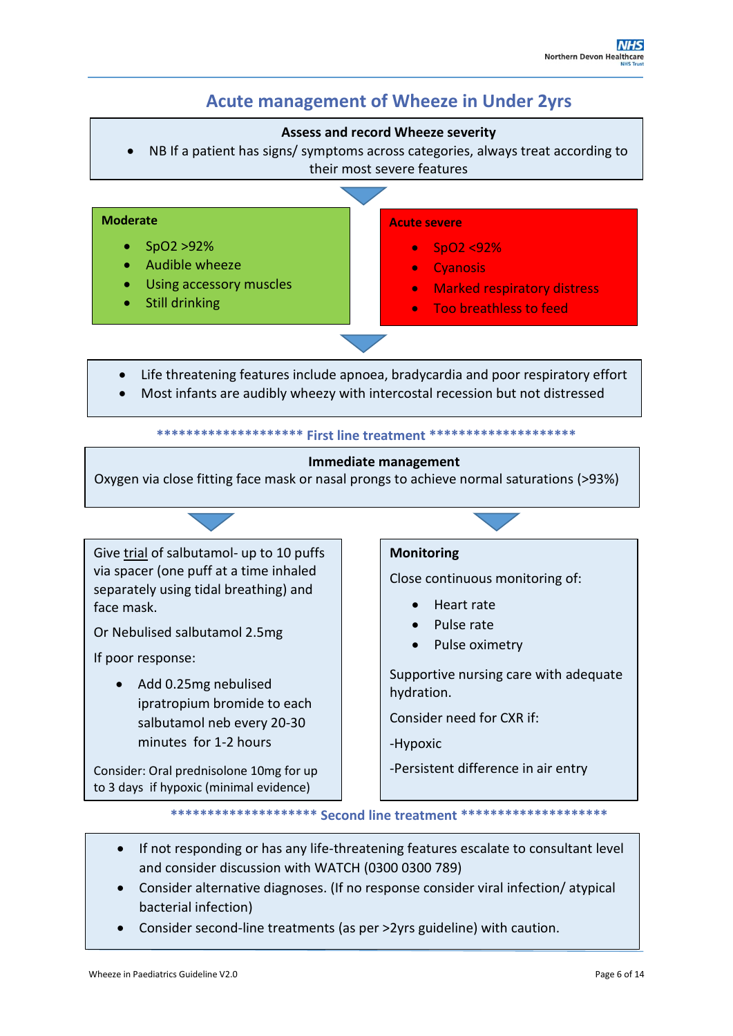## Acute management of Wheeze in Under 2yrs

**Assess and record Wheeze severity**

- NB If a patient has signs/ symptoms across categories, always treat according to their most severe features

**Moderate**

- SpO2 >92%
- Audible wheeze
- Using accessory muscles
- Still drinking

**Acute severe**

- SpO2 <92%
- Cyanosis
- Marked respiratory distress
- Too breathless to feed

- Life threatening features include apnoea, bradycardia and poor respiratory effort
- Most infants are audibly wheezy with intercostal recession but not distressed

******************** First line treatment ********************

**Immediate management**

Oxygen via close fitting face mask or nasal prongs to achieve normal saturations (>93%)

Give trial of salbutamol- up to 10 puffs via spacer (one puff at a time inhaled separately using tidal breathing) and face mask.

Or Nebulised salbutamol 2.5mg

If poor response:

- Add 0.25mg nebulised ipratropium bromide to each salbutamol neb every 20-30 minutes for 1-2 hours

Consider: Oral prednisolone 10mg for up to 3 days if hypoxic (minimal evidence)

**Monitoring**

Close continuous monitoring of:

- Heart rate
- Pulse rate
- Pulse oximetry

Supportive nursing care with adequate hydration.

Consider need for CXR if:

-Hypoxic

-Persistent difference in air entry

******************** Second line treatment ********************

- If not responding or has any life-threatening features escalate to consultant level and consider discussion with WATCH (0300 0300 789)
- Consider alternative diagnoses. (If no response consider viral infection/ atypical bacterial infection)
- Consider second-line treatments (as per >2yrs guideline) with caution.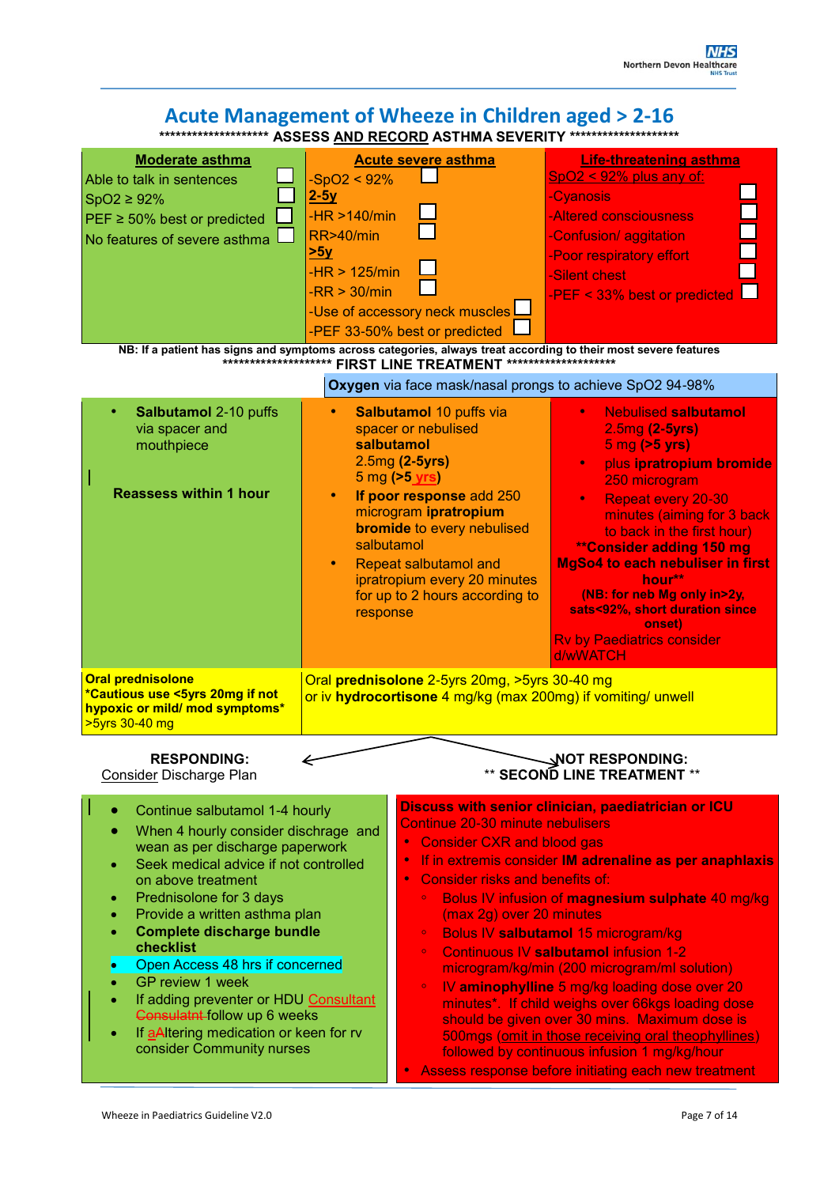# Acute Management of Wheeze in Children aged > 2-16

******************** ASSESS AND RECORD ASTHMA SEVERITY ********************

| Moderate asthma | Acute severe asthma | Life-threatening asthma |
|---|---|---|
| Able to talk in sentences ☐<br>SpO2 ≥ 92% ☐<br>PEF ≥ 50% best or predicted ☐<br>No features of severe asthma ☐ | -SpO2 < 92% ☐<br>**2-5y**<br>-HR >140/min ☐<br>RR>40/min ☐<br>**>5y**<br>-HR > 125/min ☐<br>-RR > 30/min ☐<br>-Use of accessory neck muscles ☐<br>-PEF 33-50% best or predicted ☐ | SpO2 < 92% plus any of:<br>-Cyanosis ☐<br>-Altered consciousness ☐<br>-Confusion/ aggitation ☐<br>-Poor respiratory effort ☐<br>-Silent chest ☐<br>-PEF < 33% best or predicted ☐ |

**NB: If a patient has signs and symptoms across categories, always treat according to their most severe features**

******************** FIRST LINE TREATMENT ********************

| | **Oxygen** via face mask/nasal prongs to achieve SpO2 94-98% | |
|---|---|---|
| • **Salbutamol** 2-10 puffs via spacer and mouthpiece<br><br>**Reassess within 1 hour** | • **Salbutamol** 10 puffs via spacer or nebulised **salbutamol** 2.5mg **(2-5yrs)** 5 mg **(>5 yrs)**<br>• **If poor response** add 250 microgram **ipratropium bromide** to every nebulised salbutamol<br>• Repeat salbutamol and ipratropium every 20 minutes for up to 2 hours according to response | • Nebulised **salbutamol** 2.5mg **(2-5yrs)** 5 mg **(>5 yrs)**<br>• **plus ipratropium bromide** 250 microgram<br>• Repeat every 20-30 minutes (aiming for 3 back to back in the first hour)<br>****Consider adding 150 mg MgSo4 to each nebuliser in first hour****<br>**(NB: for neb Mg only in>2y, sats<92%, short duration since onset)**<br>Rv by Paediatrics consider d/wWATCH |
| **Oral prednisolone**<br>***Cautious use <5yrs 20mg if not hypoxic or mild/ mod symptoms***<br>**>5yrs 30-40 mg** | Oral **prednisolone** 2-5yrs 20mg, >5yrs 30-40 mg or iv **hydrocortisone** 4 mg/kg (max 200mg) if vomiting/ unwell | |

| **RESPONDING:**<br>Consider Discharge Plan | **NOT RESPONDING:**<br>** **SECOND LINE TREATMENT** ** |
|---|---|
| • Continue salbutamol 1-4 hourly<br>• When 4 hourly consider dischrage and wean as per discharge paperwork<br>• Seek medical advice if not controlled on above treatment<br>• Prednisolone for 3 days<br>• Provide a written asthma plan<br>• **Complete discharge bundle checklist**<br>• Open Access 48 hrs if concerned<br>• GP review 1 week<br>• If adding preventer or HDU Consultant ~~Consulatnt~~ follow up 6 weeks<br>• If ~~a~~Altering medication or keen for rv consider Community nurses | **Discuss with senior clinician, paediatrician or ICU**<br>Continue 20-30 minute nebulisers<br>• Consider CXR and blood gas<br>• If in extremis consider **IM adrenaline as per anaphlaxis**<br>• Consider risks and benefits of:<br>  ◦ Bolus IV infusion of **magnesium sulphate** 40 mg/kg (max 2g) over 20 minutes<br>  ◦ Bolus IV **salbutamol** 15 microgram/kg<br>  ◦ Continuous IV **salbutamol** infusion 1-2 microgram/kg/min (200 microgram/ml solution)<br>  ◦ IV **aminophylline** 5 mg/kg loading dose over 20 minutes*. If child weighs over 66kgs loading dose should be given over 30 mins. Maximum dose is 500mgs (omit in those receiving oral theophyllines) followed by continuous infusion 1 mg/kg/hour<br>• Assess response before initiating each new treatment |

Wheeze in Paediatrics Guideline V2.0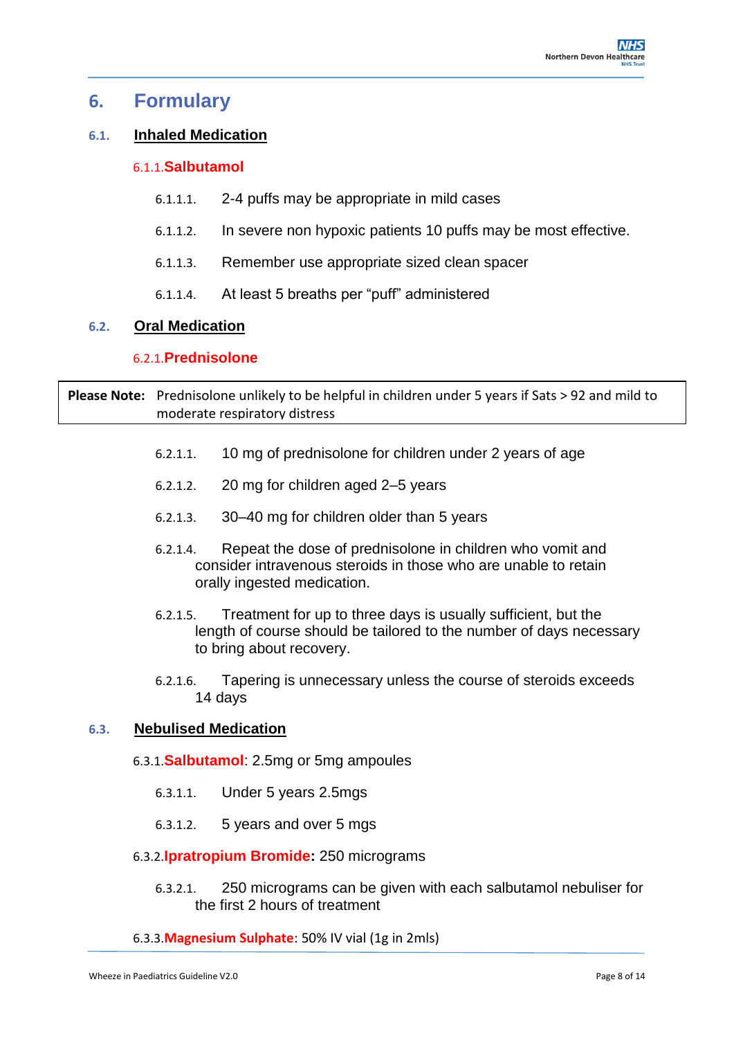# 6. Formulary

## 6.1. Inhaled Medication

### 6.1.1. Salbutamol

6.1.1.1. 2-4 puffs may be appropriate in mild cases

6.1.1.2. In severe non hypoxic patients 10 puffs may be most effective.

6.1.1.3. Remember use appropriate sized clean spacer

6.1.1.4. At least 5 breaths per "puff" administered

## 6.2. Oral Medication

### 6.2.1. Prednisolone

**Please Note:** Prednisolone unlikely to be helpful in children under 5 years if Sats > 92 and mild to moderate respiratory distress

6.2.1.1. 10 mg of prednisolone for children under 2 years of age

6.2.1.2. 20 mg for children aged 2–5 years

6.2.1.3. 30–40 mg for children older than 5 years

6.2.1.4. Repeat the dose of prednisolone in children who vomit and consider intravenous steroids in those who are unable to retain orally ingested medication.

6.2.1.5. Treatment for up to three days is usually sufficient, but the length of course should be tailored to the number of days necessary to bring about recovery.

6.2.1.6. Tapering is unnecessary unless the course of steroids exceeds 14 days

## 6.3. Nebulised Medication

### 6.3.1. Salbutamol: 2.5mg or 5mg ampoules

6.3.1.1. Under 5 years 2.5mgs

6.3.1.2. 5 years and over 5 mgs

### 6.3.2. Ipratropium Bromide: 250 micrograms

6.3.2.1. 250 micrograms can be given with each salbutamol nebuliser for the first 2 hours of treatment

### 6.3.3. Magnesium Sulphate: 50% IV vial (1g in 2mls)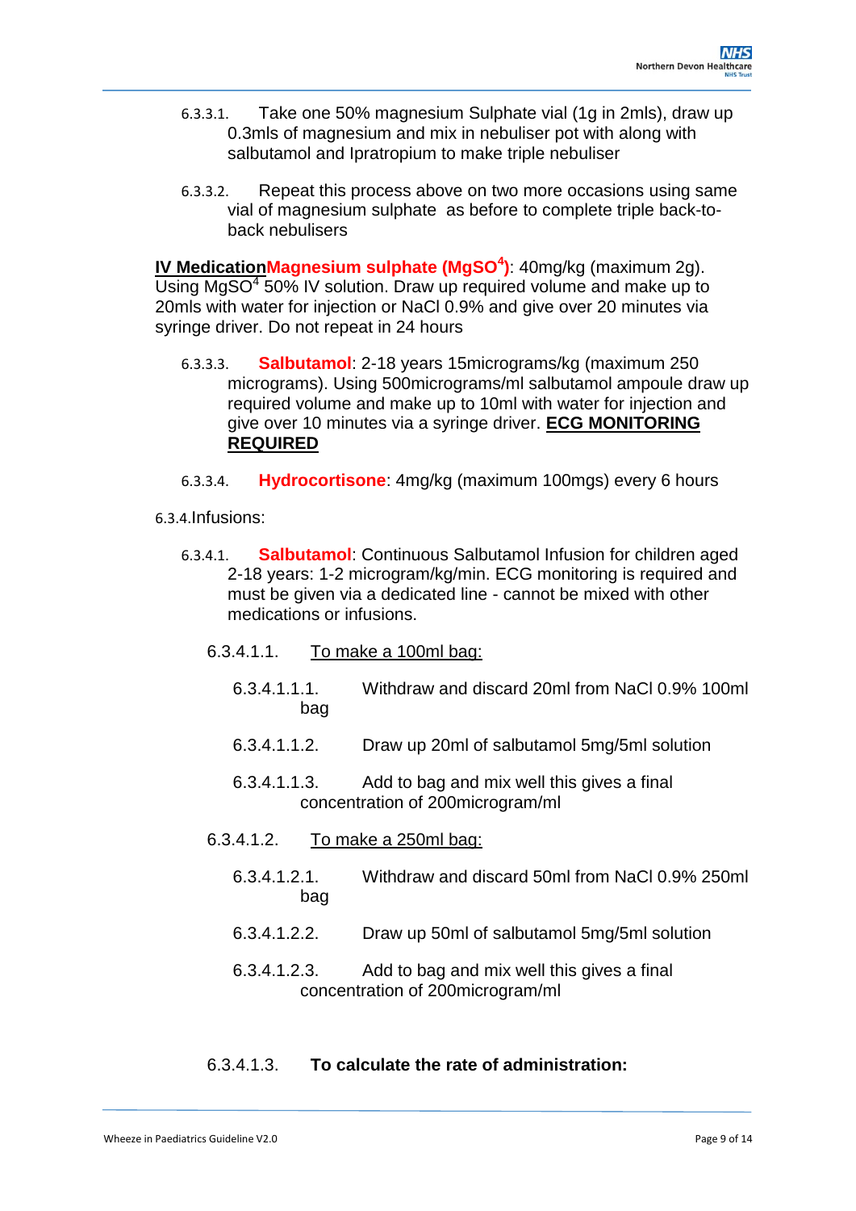6.3.3.1. Take one 50% magnesium Sulphate vial (1g in 2mls), draw up 0.3mls of magnesium and mix in nebuliser pot with along with salbutamol and Ipratropium to make triple nebuliser

6.3.3.2. Repeat this process above on two more occasions using same vial of magnesium sulphate as before to complete triple back-to-back nebulisers

**IV Medication** **Magnesium sulphate ($MgSO^4$)**: 40mg/kg (maximum 2g). Using $MgSO^4$ 50% IV solution. Draw up required volume and make up to 20mls with water for injection or NaCl 0.9% and give over 20 minutes via syringe driver. Do not repeat in 24 hours

6.3.3.3. **Salbutamol**: 2-18 years 15micrograms/kg (maximum 250 micrograms). Using 500micrograms/ml salbutamol ampoule draw up required volume and make up to 10ml with water for injection and give over 10 minutes via a syringe driver. **ECG MONITORING REQUIRED**

6.3.3.4. **Hydrocortisone**: 4mg/kg (maximum 100mgs) every 6 hours

6.3.4. Infusions:

6.3.4.1. **Salbutamol**: Continuous Salbutamol Infusion for children aged 2-18 years: 1-2 microgram/kg/min. ECG monitoring is required and must be given via a dedicated line - cannot be mixed with other medications or infusions.

6.3.4.1.1. To make a 100ml bag:

6.3.4.1.1.1. Withdraw and discard 20ml from NaCl 0.9% 100ml bag

6.3.4.1.1.2. Draw up 20ml of salbutamol 5mg/5ml solution

6.3.4.1.1.3. Add to bag and mix well this gives a final concentration of 200microgram/ml

6.3.4.1.2. To make a 250ml bag:

6.3.4.1.2.1. Withdraw and discard 50ml from NaCl 0.9% 250ml bag

6.3.4.1.2.2. Draw up 50ml of salbutamol 5mg/5ml solution

6.3.4.1.2.3. Add to bag and mix well this gives a final concentration of 200microgram/ml

6.3.4.1.3. **To calculate the rate of administration:**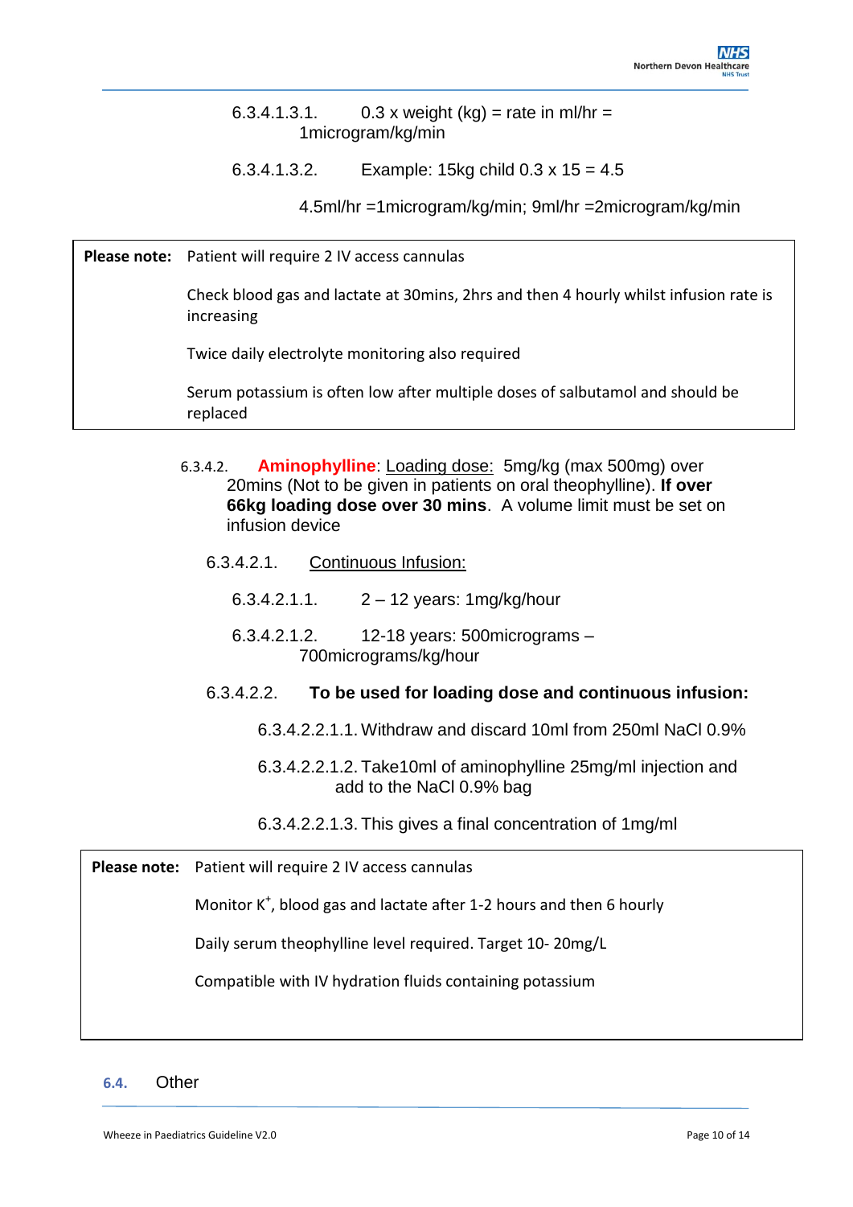6.3.4.1.3.1. 0.3 x weight (kg) = rate in ml/hr = 1microgram/kg/min

6.3.4.1.3.2. Example: 15kg child 0.3 x 15 = 4.5

4.5ml/hr =1microgram/kg/min; 9ml/hr =2microgram/kg/min

| **Please note:** | Patient will require 2 IV access cannulas<br><br>Check blood gas and lactate at 30mins, 2hrs and then 4 hourly whilst infusion rate is increasing<br><br>Twice daily electrolyte monitoring also required<br><br>Serum potassium is often low after multiple doses of salbutamol and should be replaced |
|---|---|

6.3.4.2. **Aminophylline**: Loading dose: 5mg/kg (max 500mg) over 20mins (Not to be given in patients on oral theophylline). **If over 66kg loading dose over 30 mins**. A volume limit must be set on infusion device

6.3.4.2.1. Continuous Infusion:

6.3.4.2.1.1. 2 – 12 years: 1mg/kg/hour

6.3.4.2.1.2. 12-18 years: 500micrograms – 700micrograms/kg/hour

6.3.4.2.2. **To be used for loading dose and continuous infusion:**

6.3.4.2.2.1.1. Withdraw and discard 10ml from 250ml NaCl 0.9%

6.3.4.2.2.1.2. Take10ml of aminophylline 25mg/ml injection and add to the NaCl 0.9% bag

6.3.4.2.2.1.3. This gives a final concentration of 1mg/ml

| **Please note:** | Patient will require 2 IV access cannulas<br><br>Monitor $K^+$, blood gas and lactate after 1-2 hours and then 6 hourly<br><br>Daily serum theophylline level required. Target 10- 20mg/L<br><br>Compatible with IV hydration fluids containing potassium |
|---|---|

## 6.4. Other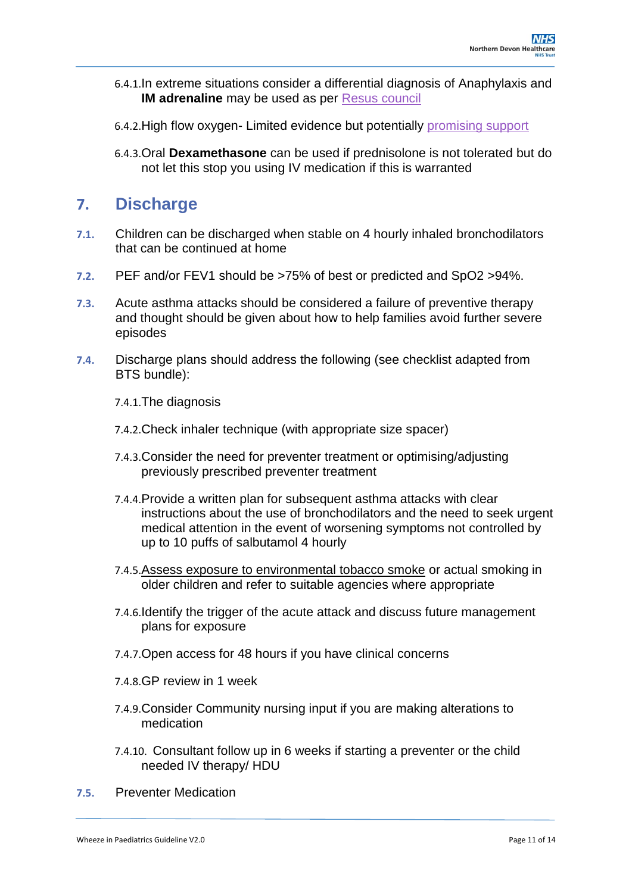6.4.1. In extreme situations consider a differential diagnosis of Anaphylaxis and **IM adrenaline** may be used as per Resus council

6.4.2. High flow oxygen- Limited evidence but potentially promising support

6.4.3. Oral **Dexamethasone** can be used if prednisolone is not tolerated but do not let this stop you using IV medication if this is warranted

## 7. Discharge

**7.1.** Children can be discharged when stable on 4 hourly inhaled bronchodilators that can be continued at home

**7.2.** PEF and/or FEV1 should be >75% of best or predicted and SpO2 >94%.

**7.3.** Acute asthma attacks should be considered a failure of preventive therapy and thought should be given about how to help families avoid further severe episodes

**7.4.** Discharge plans should address the following (see checklist adapted from BTS bundle):

7.4.1. The diagnosis

7.4.2. Check inhaler technique (with appropriate size spacer)

7.4.3. Consider the need for preventer treatment or optimising/adjusting previously prescribed preventer treatment

7.4.4. Provide a written plan for subsequent asthma attacks with clear instructions about the use of bronchodilators and the need to seek urgent medical attention in the event of worsening symptoms not controlled by up to 10 puffs of salbutamol 4 hourly

7.4.5. Assess exposure to environmental tobacco smoke or actual smoking in older children and refer to suitable agencies where appropriate

7.4.6. Identify the trigger of the acute attack and discuss future management plans for exposure

7.4.7. Open access for 48 hours if you have clinical concerns

7.4.8. GP review in 1 week

7.4.9. Consider Community nursing input if you are making alterations to medication

7.4.10. Consultant follow up in 6 weeks if starting a preventer or the child needed IV therapy/ HDU

**7.5.** Preventer Medication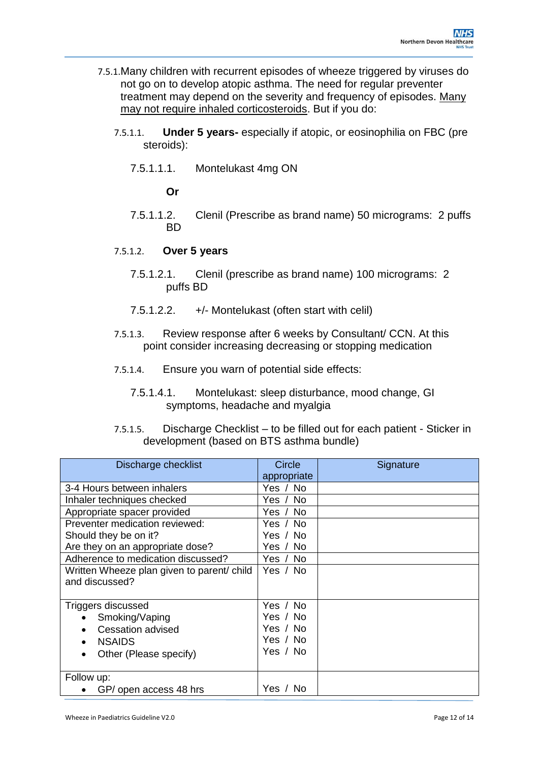7.5.1. Many children with recurrent episodes of wheeze triggered by viruses do not go on to develop atopic asthma. The need for regular preventer treatment may depend on the severity and frequency of episodes. <u>Many may not require inhaled corticosteroids</u>. But if you do:

7.5.1.1. **Under 5 years-** especially if atopic, or eosinophilia on FBC (pre steroids):

7.5.1.1.1. Montelukast 4mg ON

**Or**

7.5.1.1.2. Clenil (Prescribe as brand name) 50 micrograms: 2 puffs BD

7.5.1.2. **Over 5 years**

7.5.1.2.1. Clenil (prescribe as brand name) 100 micrograms: 2 puffs BD

7.5.1.2.2. +/- Montelukast (often start with celil)

7.5.1.3. Review response after 6 weeks by Consultant/ CCN. At this point consider increasing decreasing or stopping medication

7.5.1.4. Ensure you warn of potential side effects:

7.5.1.4.1. Montelukast: sleep disturbance, mood change, GI symptoms, headache and myalgia

7.5.1.5. Discharge Checklist – to be filled out for each patient - Sticker in development (based on BTS asthma bundle)

| Discharge checklist | Circle appropriate | Signature |
|---|---|---|
| 3-4 Hours between inhalers | Yes / No | |
| Inhaler techniques checked | Yes / No | |
| Appropriate spacer provided | Yes / No | |
| Preventer medication reviewed:<br>Should they be on it?<br>Are they on an appropriate dose? | Yes / No<br>Yes / No<br>Yes / No | |
| Adherence to medication discussed? | Yes / No | |
| Written Wheeze plan given to parent/ child and discussed? | Yes / No | |
| Triggers discussed<br>• Smoking/Vaping<br>• Cessation advised<br>• NSAIDS<br>• Other (Please specify) | Yes / No<br>Yes / No<br>Yes / No<br>Yes / No<br>Yes / No | |
| Follow up:<br>• GP/ open access 48 hrs | Yes / No | |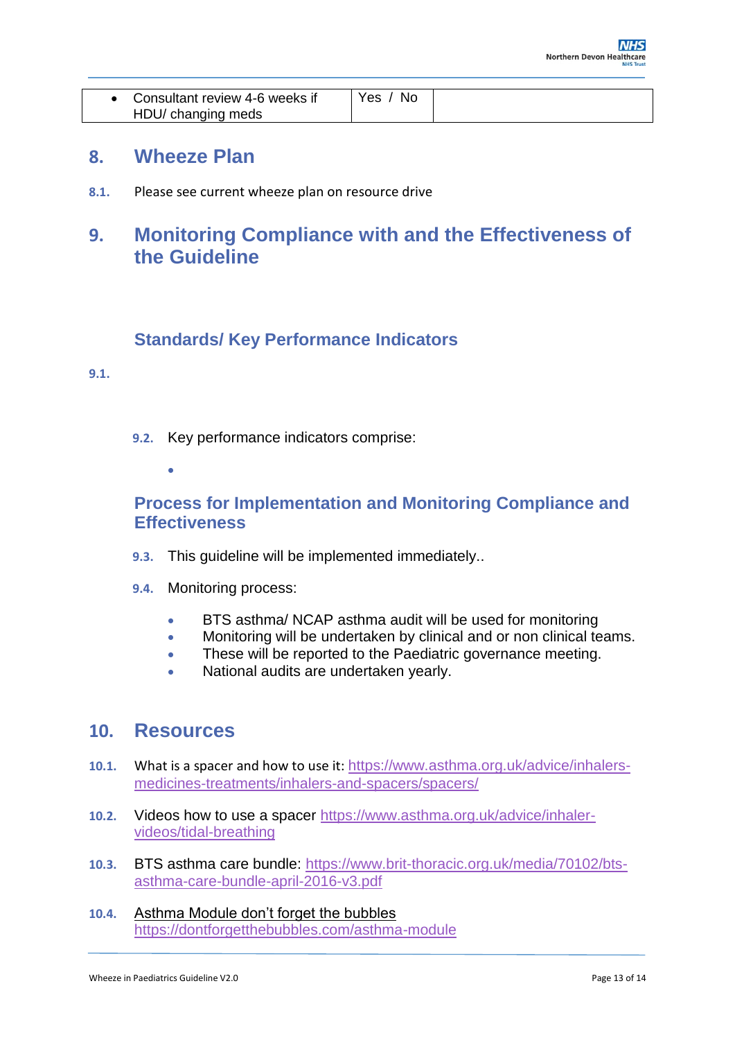| • Consultant review 4-6 weeks if HDU/ changing meds | Yes / No | |
|---|---|---|

## 8. Wheeze Plan

**8.1.** Please see current wheeze plan on resource drive

## 9. Monitoring Compliance with and the Effectiveness of the Guideline

### Standards/ Key Performance Indicators

**9.1.**

**9.2.** Key performance indicators comprise:

- 

### Process for Implementation and Monitoring Compliance and Effectiveness

**9.3.** This guideline will be implemented immediately..

**9.4.** Monitoring process:

- BTS asthma/ NCAP asthma audit will be used for monitoring
- Monitoring will be undertaken by clinical and or non clinical teams.
- These will be reported to the Paediatric governance meeting.
- National audits are undertaken yearly.

## 10. Resources

**10.1.** What is a spacer and how to use it: https://www.asthma.org.uk/advice/inhalers-medicines-treatments/inhalers-and-spacers/spacers/

**10.2.** Videos how to use a spacer https://www.asthma.org.uk/advice/inhaler-videos/tidal-breathing

**10.3.** BTS asthma care bundle: https://www.brit-thoracic.org.uk/media/70102/bts-asthma-care-bundle-april-2016-v3.pdf

**10.4.** Asthma Module don't forget the bubbles https://dontforgetthebubbles.com/asthma-module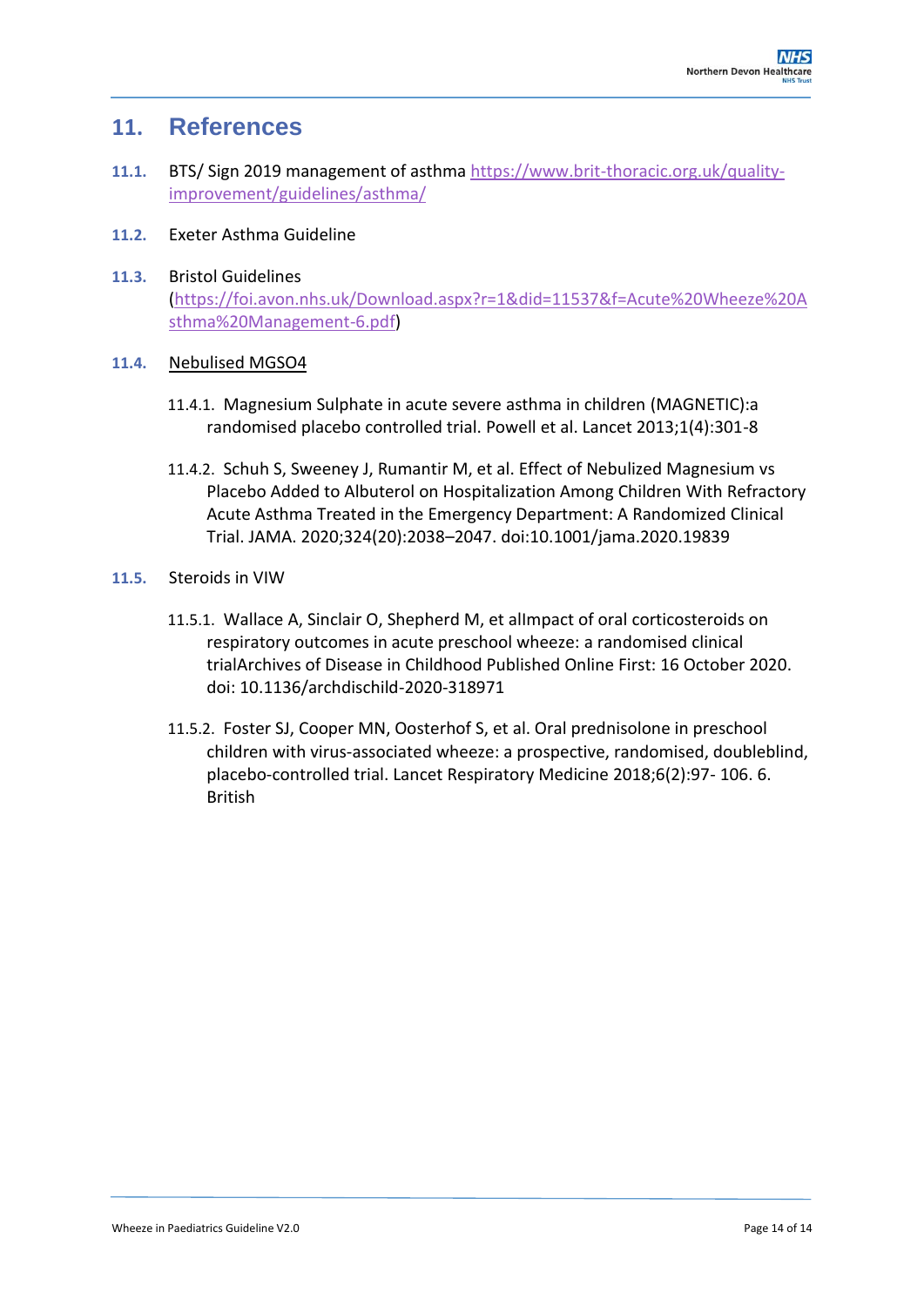## 11. References

**11.1.** BTS/ Sign 2019 management of asthma https://www.brit-thoracic.org.uk/quality-improvement/guidelines/asthma/

**11.2.** Exeter Asthma Guideline

**11.3.** Bristol Guidelines (https://foi.avon.nhs.uk/Download.aspx?r=1&did=11537&f=Acute%20Wheeze%20Asthma%20Management-6.pdf)

**11.4.** Nebulised MGSO4

11.4.1. Magnesium Sulphate in acute severe asthma in children (MAGNETIC):a randomised placebo controlled trial. Powell et al. Lancet 2013;1(4):301-8

11.4.2. Schuh S, Sweeney J, Rumantir M, et al. Effect of Nebulized Magnesium vs Placebo Added to Albuterol on Hospitalization Among Children With Refractory Acute Asthma Treated in the Emergency Department: A Randomized Clinical Trial. JAMA. 2020;324(20):2038–2047. doi:10.1001/jama.2020.19839

**11.5.** Steroids in VIW

11.5.1. Wallace A, Sinclair O, Shepherd M, et alImpact of oral corticosteroids on respiratory outcomes in acute preschool wheeze: a randomised clinical trialArchives of Disease in Childhood Published Online First: 16 October 2020. doi: 10.1136/archdischild-2020-318971

11.5.2. Foster SJ, Cooper MN, Oosterhof S, et al. Oral prednisolone in preschool children with virus-associated wheeze: a prospective, randomised, doubleblind, placebo-controlled trial. Lancet Respiratory Medicine 2018;6(2):97- 106. 6. British